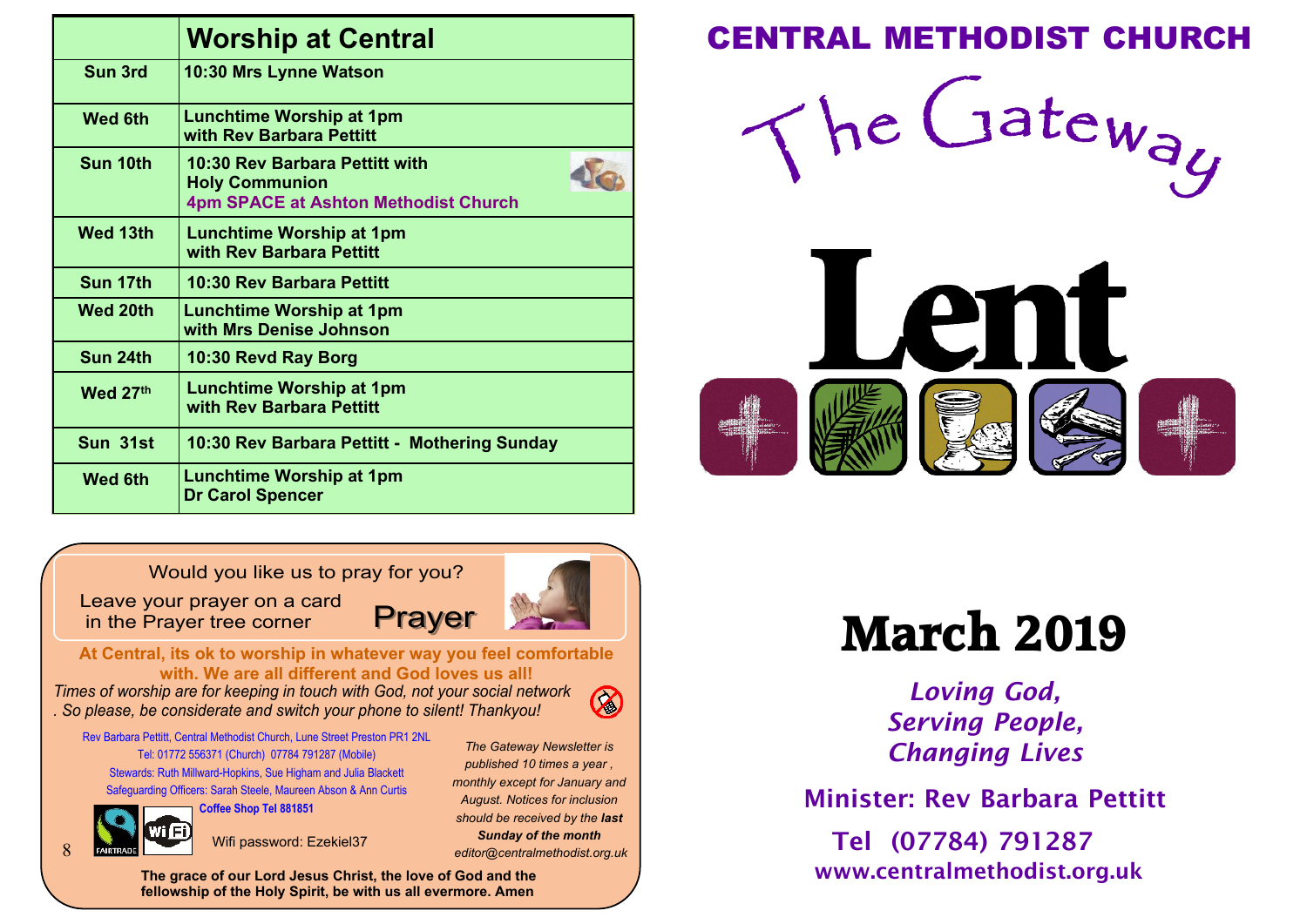| | Worship at Central |
|---|---|
| Sun 3rd | 10:30 Mrs Lynne Watson |
| Wed 6th | Lunchtime Worship at 1pm with Rev Barbara Pettitt |
| Sun 10th | 10:30 Rev Barbara Pettitt with Holy Communion 4pm SPACE at Ashton Methodist Church |
| Wed 13th | Lunchtime Worship at 1pm with Rev Barbara Pettitt |
| Sun 17th | 10:30 Rev Barbara Pettitt |
| Wed 20th | Lunchtime Worship at 1pm with Mrs Denise Johnson |
| Sun 24th | 10:30 Revd Ray Borg |
| Wed 27th | Lunchtime Worship at 1pm with Rev Barbara Pettitt |
| Sun 31st | 10:30 Rev Barbara Pettitt - Mothering Sunday |
| Wed 6th | Lunchtime Worship at 1pm Dr Carol Spencer |

Would you like us to pray for you?

Leave your prayer on a card in the Prayer tree corner

**Prayer**

**At Central, its ok to worship in whatever way you feel comfortable with. We are all different and God loves us all!**

*Times of worship are for keeping in touch with God, not your social network. So please, be considerate and switch your phone to silent! Thankyou!*

Rev Barbara Pettitt, Central Methodist Church, Lune Street Preston PR1 2NL
Tel: 01772 556371 (Church) 07784 791287 (Mobile)
Stewards: Ruth Millward-Hopkins, Sue Higham and Julia Blackett
Safeguarding Officers: Sarah Steele, Maureen Abson & Ann Curtis
**Coffee Shop Tel 881851**

Wifi password: Ezekiel37

*The Gateway Newsletter is published 10 times a year, monthly except for January and August. Notices for inclusion should be received by the **last Sunday of the month** editor@centralmethodist.org.uk*

**The grace of our Lord Jesus Christ, the love of God and the fellowship of the Holy Spirit, be with us all evermore. Amen**

# CENTRAL METHODIST CHURCH

# The Gateway

# Lent

# March 2019

*Loving God,*
*Serving People,*
*Changing Lives*

Minister: Rev Barbara Pettitt

Tel (07784) 791287

www.centralmethodist.org.uk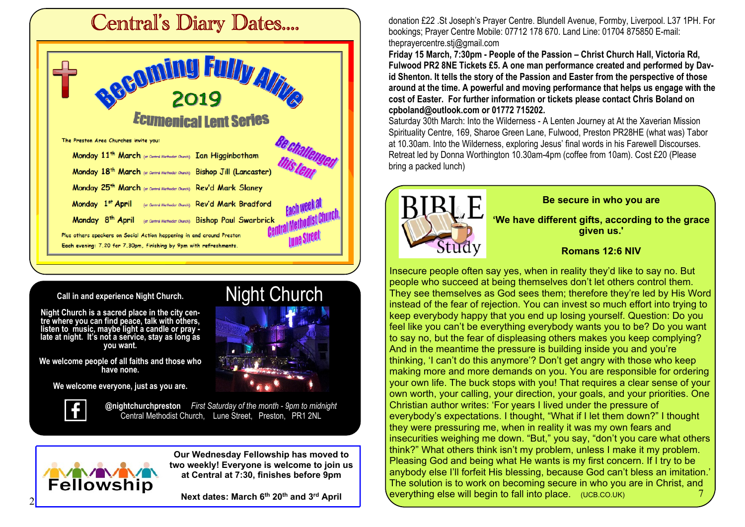# Central's Diary Dates....

## Becoming Fully Alive 2019

### Ecumenical Lent Series

The Preston Area Churches invite you:

- Monday 11th March (at Central Methodist Church) Ian Higginbotham
- Monday 18th March (at Central Methodist Church) Bishop Jill (Lancaster)
- Monday 25th March (at Central Methodist Church) Rev'd Mark Slaney
- Monday 1st April (at Central Methodist Church) Rev'd Mark Bradford
- Monday 8th April (at Central Methodist Church) Bishop Paul Swarbrick

Plus others speakers on Social Action happening in and around Preston

Each evening: 7.20 for 7.30pm, finishing by 9pm with refreshments.

Be challenged this Lent

Each week at Central Methodist Church, Lune Street

## Night Church

**Call in and experience Night Church.**

**Night Church is a sacred place in the city centre where you can find peace, talk with others, listen to music, maybe light a candle or pray - late at night. It's not a service, stay as long as you want.**

**We welcome people of all faiths and those who have none.**

**We welcome everyone, just as you are.**

**@nightchurchpreston** *First Saturday of the month - 9pm to midnight*
Central Methodist Church, Lune Street, Preston, PR1 2NL

## Fellowship

**Our Wednesday Fellowship has moved to two weekly! Everyone is welcome to join us at Central at 7:30, finishes before 9pm**

**Next dates: March 6th 20th and 3rd April**

donation £22 .St Joseph's Prayer Centre. Blundell Avenue, Formby, Liverpool. L37 1PH. For bookings; Prayer Centre Mobile: 07712 178 670. Land Line: 01704 875850 E-mail: theprayercentre.stj@gmail.com

**Friday 15 March, 7:30pm - People of the Passion – Christ Church Hall, Victoria Rd, Fulwood PR2 8NE Tickets £5. A one man performance created and performed by David Shenton. It tells the story of the Passion and Easter from the perspective of those around at the time. A powerful and moving performance that helps us engage with the cost of Easter. For further information or tickets please contact Chris Boland on cpboland@outlook.com or 01772 715202.**

Saturday 30th March: Into the Wilderness - A Lenten Journey at At the Xaverian Mission Spirituality Centre, 169, Sharoe Green Lane, Fulwood, Preston PR28HE (what was) Tabor at 10.30am. Into the Wilderness, exploring Jesus' final words in his Farewell Discourses. Retreat led by Donna Worthington 10.30am-4pm (coffee from 10am). Cost £20 (Please bring a packed lunch)

## Bible Study

**Be secure in who you are**

**'We have different gifts, according to the grace given us.'**

**Romans 12:6 NIV**

Insecure people often say yes, when in reality they'd like to say no. But people who succeed at being themselves don't let others control them. They see themselves as God sees them; therefore they're led by His Word instead of the fear of rejection. You can invest so much effort into trying to keep everybody happy that you end up losing yourself. Question: Do you feel like you can't be everything everybody wants you to be? Do you want to say no, but the fear of displeasing others makes you keep complying? And in the meantime the pressure is building inside you and you're thinking, 'I can't do this anymore'? Don't get angry with those who keep making more and more demands on you. You are responsible for ordering your own life. The buck stops with you! That requires a clear sense of your own worth, your calling, your direction, your goals, and your priorities. One Christian author writes: 'For years I lived under the pressure of everybody's expectations. I thought, "What if I let them down?" I thought they were pressuring me, when in reality it was my own fears and insecurities weighing me down. "But," you say, "don't you care what others think?" What others think isn't my problem, unless I make it my problem. Pleasing God and being what He wants is my first concern. If I try to be anybody else I'll forfeit His blessing, because God can't bless an imitation.' The solution is to work on becoming secure in who you are in Christ, and everything else will begin to fall into place. (UCB.CO.UK)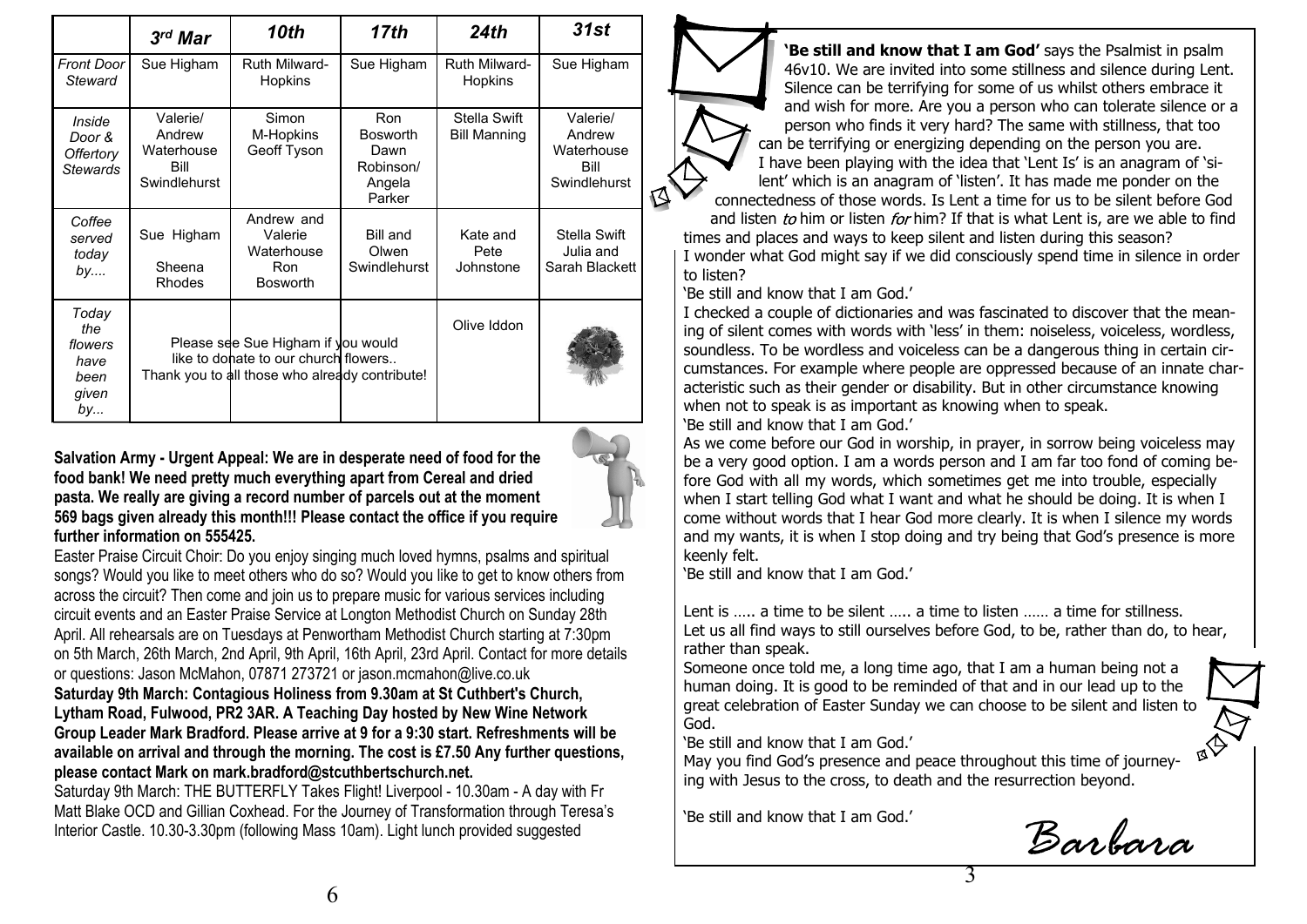| | 3rd Mar | 10th | 17th | 24th | 31st |
|---|---|---|---|---|---|
| *Front Door Steward* | Sue Higham | Ruth Milward-Hopkins | Sue Higham | Ruth Milward-Hopkins | Sue Higham |
| *Inside Door & Offertory Stewards* | Valerie/ Andrew Waterhouse Bill Swindlehurst | Simon M-Hopkins Geoff Tyson | Ron Bosworth Dawn Robinson/ Angela Parker | Stella Swift Bill Manning | Valerie/ Andrew Waterhouse Bill Swindlehurst |
| *Coffee served today by....* | Sue Higham Sheena Rhodes | Andrew and Valerie Waterhouse Ron Bosworth | Bill and Olwen Swindlehurst | Kate and Pete Johnstone | Stella Swift Julia and Sarah Blackett |
| *Today the flowers have been given by...* | Please see Sue Higham if you would like to donate to our church flowers.. Thank you to all those who already contribute! | | | Olive Iddon | |

**Salvation Army - Urgent Appeal: We are in desperate need of food for the food bank! We need pretty much everything apart from Cereal and dried pasta. We really are giving a record number of parcels out at the moment 569 bags given already this month!!! Please contact the office if you require further information on 555425.**

Easter Praise Circuit Choir: Do you enjoy singing much loved hymns, psalms and spiritual songs? Would you like to meet others who do so? Would you like to get to know others from across the circuit? Then come and join us to prepare music for various services including circuit events and an Easter Praise Service at Longton Methodist Church on Sunday 28th April. All rehearsals are on Tuesdays at Penwortham Methodist Church starting at 7:30pm on 5th March, 26th March, 2nd April, 9th April, 16th April, 23rd April. Contact for more details or questions: Jason McMahon, 07871 273721 or jason.mcmahon@live.co.uk

**Saturday 9th March: Contagious Holiness from 9.30am at St Cuthbert's Church, Lytham Road, Fulwood, PR2 3AR. A Teaching Day hosted by New Wine Network Group Leader Mark Bradford. Please arrive at 9 for a 9:30 start. Refreshments will be available on arrival and through the morning. The cost is £7.50 Any further questions, please contact Mark on mark.bradford@stcuthbertschurch.net.**

Saturday 9th March: THE BUTTERFLY Takes Flight! Liverpool - 10.30am - A day with Fr Matt Blake OCD and Gillian Coxhead. For the Journey of Transformation through Teresa's Interior Castle. 10.30-3.30pm (following Mass 10am). Light lunch provided suggested

**'Be still and know that I am God'** says the Psalmist in psalm 46v10. We are invited into some stillness and silence during Lent. Silence can be terrifying for some of us whilst others embrace it and wish for more. Are you a person who can tolerate silence or a person who finds it very hard? The same with stillness, that too can be terrifying or energizing depending on the person you are. I have been playing with the idea that 'Lent Is' is an anagram of 'silent' which is an anagram of 'listen'. It has made me ponder on the connectedness of those words. Is Lent a time for us to be silent before God and listen *to* him or listen *for* him? If that is what Lent is, are we able to find times and places and ways to keep silent and listen during this season?

I wonder what God might say if we did consciously spend time in silence in order to listen?

'Be still and know that I am God.'

I checked a couple of dictionaries and was fascinated to discover that the meaning of silent comes with words with 'less' in them: noiseless, voiceless, wordless, soundless. To be wordless and voiceless can be a dangerous thing in certain circumstances. For example where people are oppressed because of an innate characteristic such as their gender or disability. But in other circumstance knowing when not to speak is as important as knowing when to speak.

'Be still and know that I am God.'

As we come before our God in worship, in prayer, in sorrow being voiceless may be a very good option. I am a words person and I am far too fond of coming before God with all my words, which sometimes get me into trouble, especially when I start telling God what I want and what he should be doing. It is when I come without words that I hear God more clearly. It is when I silence my words and my wants, it is when I stop doing and try being that God's presence is more keenly felt.

'Be still and know that I am God.'

Lent is ….. a time to be silent ….. a time to listen …… a time for stillness. Let us all find ways to still ourselves before God, to be, rather than do, to hear, rather than speak.

Someone once told me, a long time ago, that I am a human being not a human doing. It is good to be reminded of that and in our lead up to the great celebration of Easter Sunday we can choose to be silent and listen to God.

'Be still and know that I am God.'

May you find God's presence and peace throughout this time of journeying with Jesus to the cross, to death and the resurrection beyond.

'Be still and know that I am God.'

*Barbara*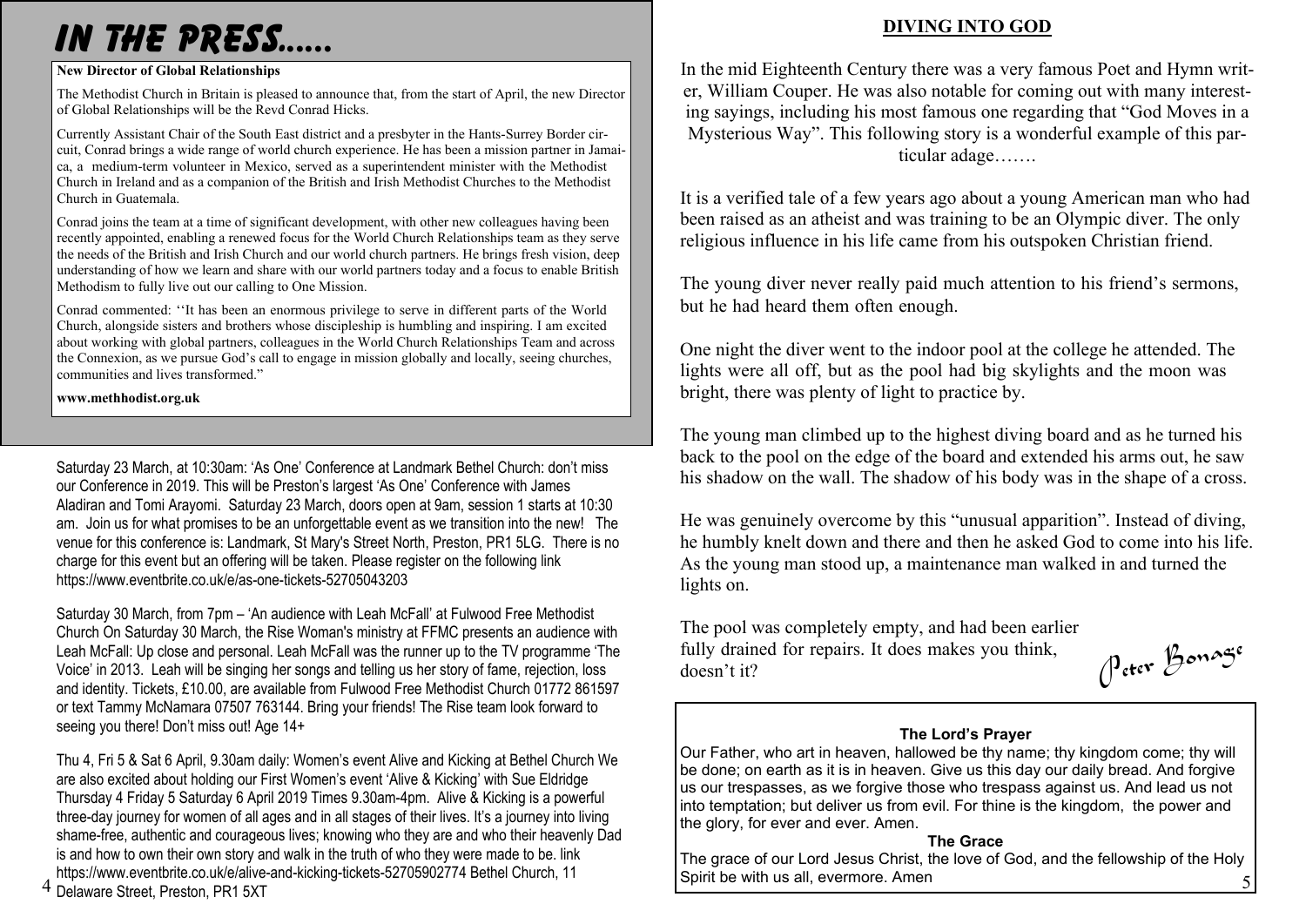# IN THE PRESS.....

**New Director of Global Relationships**

The Methodist Church in Britain is pleased to announce that, from the start of April, the new Director of Global Relationships will be the Revd Conrad Hicks.

Currently Assistant Chair of the South East district and a presbyter in the Hants-Surrey Border circuit, Conrad brings a wide range of world church experience. He has been a mission partner in Jamaica, a medium-term volunteer in Mexico, served as a superintendent minister with the Methodist Church in Ireland and as a companion of the British and Irish Methodist Churches to the Methodist Church in Guatemala.

Conrad joins the team at a time of significant development, with other new colleagues having been recently appointed, enabling a renewed focus for the World Church Relationships team as they serve the needs of the British and Irish Church and our world church partners. He brings fresh vision, deep understanding of how we learn and share with our world partners today and a focus to enable British Methodism to fully live out our calling to One Mission.

Conrad commented: ''It has been an enormous privilege to serve in different parts of the World Church, alongside sisters and brothers whose discipleship is humbling and inspiring. I am excited about working with global partners, colleagues in the World Church Relationships Team and across the Connexion, as we pursue God's call to engage in mission globally and locally, seeing churches, communities and lives transformed."

**www.methhodist.org.uk**

Saturday 23 March, at 10:30am: 'As One' Conference at Landmark Bethel Church: don't miss our Conference in 2019. This will be Preston's largest 'As One' Conference with James Aladiran and Tomi Arayomi. Saturday 23 March, doors open at 9am, session 1 starts at 10:30 am. Join us for what promises to be an unforgettable event as we transition into the new! The venue for this conference is: Landmark, St Mary's Street North, Preston, PR1 5LG. There is no charge for this event but an offering will be taken. Please register on the following link https://www.eventbrite.co.uk/e/as-one-tickets-52705043203

Saturday 30 March, from 7pm – 'An audience with Leah McFall' at Fulwood Free Methodist Church On Saturday 30 March, the Rise Woman's ministry at FFMC presents an audience with Leah McFall: Up close and personal. Leah McFall was the runner up to the TV programme 'The Voice' in 2013. Leah will be singing her songs and telling us her story of fame, rejection, loss and identity. Tickets, £10.00, are available from Fulwood Free Methodist Church 01772 861597 or text Tammy McNamara 07507 763144. Bring your friends! The Rise team look forward to seeing you there! Don't miss out! Age 14+

Thu 4, Fri 5 & Sat 6 April, 9.30am daily: Women's event Alive and Kicking at Bethel Church We are also excited about holding our First Women's event 'Alive & Kicking' with Sue Eldridge Thursday 4 Friday 5 Saturday 6 April 2019 Times 9.30am-4pm. Alive & Kicking is a powerful three-day journey for women of all ages and in all stages of their lives. It's a journey into living shame-free, authentic and courageous lives; knowing who they are and who their heavenly Dad is and how to own their own story and walk in the truth of who they were made to be. link https://www.eventbrite.co.uk/e/alive-and-kicking-tickets-52705902774 Bethel Church, 11 Delaware Street, Preston, PR1 5XT

## DIVING INTO GOD

In the mid Eighteenth Century there was a very famous Poet and Hymn writer, William Couper. He was also notable for coming out with many interesting sayings, including his most famous one regarding that "God Moves in a Mysterious Way". This following story is a wonderful example of this particular adage…….

It is a verified tale of a few years ago about a young American man who had been raised as an atheist and was training to be an Olympic diver. The only religious influence in his life came from his outspoken Christian friend.

The young diver never really paid much attention to his friend's sermons, but he had heard them often enough.

One night the diver went to the indoor pool at the college he attended. The lights were all off, but as the pool had big skylights and the moon was bright, there was plenty of light to practice by.

The young man climbed up to the highest diving board and as he turned his back to the pool on the edge of the board and extended his arms out, he saw his shadow on the wall. The shadow of his body was in the shape of a cross.

He was genuinely overcome by this "unusual apparition". Instead of diving, he humbly knelt down and there and then he asked God to come into his life. As the young man stood up, a maintenance man walked in and turned the lights on.

The pool was completely empty, and had been earlier fully drained for repairs. It does makes you think, doesn't it?

Peter Bonage

**The Lord's Prayer**

Our Father, who art in heaven, hallowed be thy name; thy kingdom come; thy will be done; on earth as it is in heaven. Give us this day our daily bread. And forgive us our trespasses, as we forgive those who trespass against us. And lead us not into temptation; but deliver us from evil. For thine is the kingdom, the power and the glory, for ever and ever. Amen.

**The Grace**

The grace of our Lord Jesus Christ, the love of God, and the fellowship of the Holy Spirit be with us all, evermore. Amen